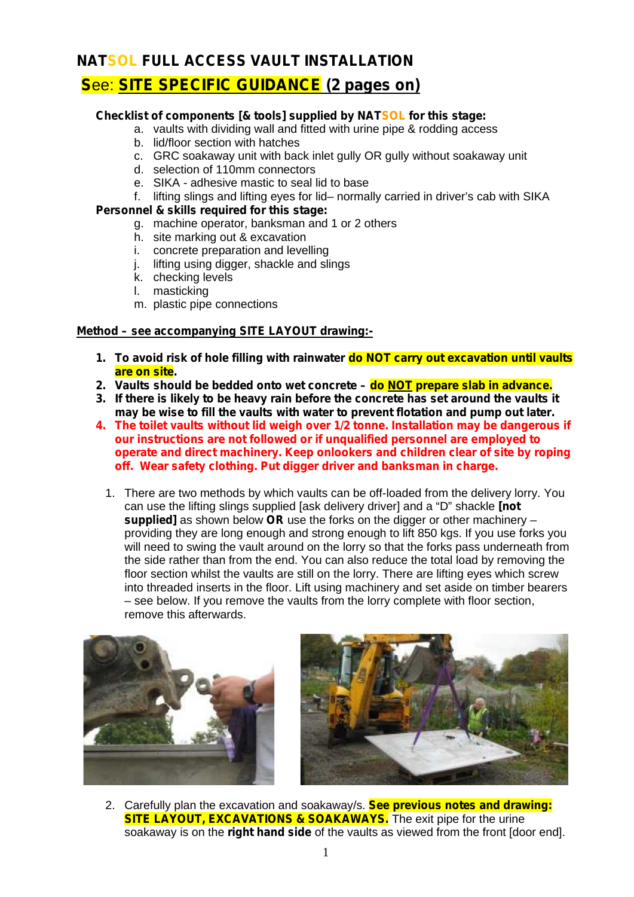# NATSOL FULL ACCESS VAULT INSTALLATION

## See: SITE SPECIFIC GUIDANCE (2 pages on)

**Checklist of components [& tools] supplied by NATSOL for this stage:**

a. vaults with dividing wall and fitted with urine pipe & rodding access
b. lid/floor section with hatches
c. GRC soakaway unit with back inlet gully OR gully without soakaway unit
d. selection of 110mm connectors
e. SIKA - adhesive mastic to seal lid to base
f. lifting slings and lifting eyes for lid– normally carried in driver's cab with SIKA

**Personnel & skills required for this stage:**

g. machine operator, banksman and 1 or 2 others
h. site marking out & excavation
i. concrete preparation and levelling
j. lifting using digger, shackle and slings
k. checking levels
l. masticking
m. plastic pipe connections

**Method – see accompanying SITE LAYOUT drawing:-**

1. **To avoid risk of hole filling with rainwater do NOT carry out excavation until vaults are on site.**
2. **Vaults should be bedded onto wet concrete – do NOT prepare slab in advance.**
3. **If there is likely to be heavy rain before the concrete has set around the vaults it may be wise to fill the vaults with water to prevent flotation and pump out later.**
4. **The toilet vaults without lid weigh over 1/2 tonne. Installation may be dangerous if our instructions are not followed or if unqualified personnel are employed to operate and direct machinery. Keep onlookers and children clear of site by roping off. Wear safety clothing. Put digger driver and banksman in charge.**

1. There are two methods by which vaults can be off-loaded from the delivery lorry. You can use the lifting slings supplied [ask delivery driver] and a "D" shackle **[not supplied]** as shown below **OR** use the forks on the digger or other machinery – providing they are long enough and strong enough to lift 850 kgs. If you use forks you will need to swing the vault around on the lorry so that the forks pass underneath from the side rather than from the end. You can also reduce the total load by removing the floor section whilst the vaults are still on the lorry. There are lifting eyes which screw into threaded inserts in the floor. Lift using machinery and set aside on timber bearers – see below. If you remove the vaults from the lorry complete with floor section, remove this afterwards.

2. Carefully plan the excavation and soakaway/s. **See previous notes and drawing: SITE LAYOUT, EXCAVATIONS & SOAKAWAYS.** The exit pipe for the urine soakaway is on the **right hand side** of the vaults as viewed from the front [door end].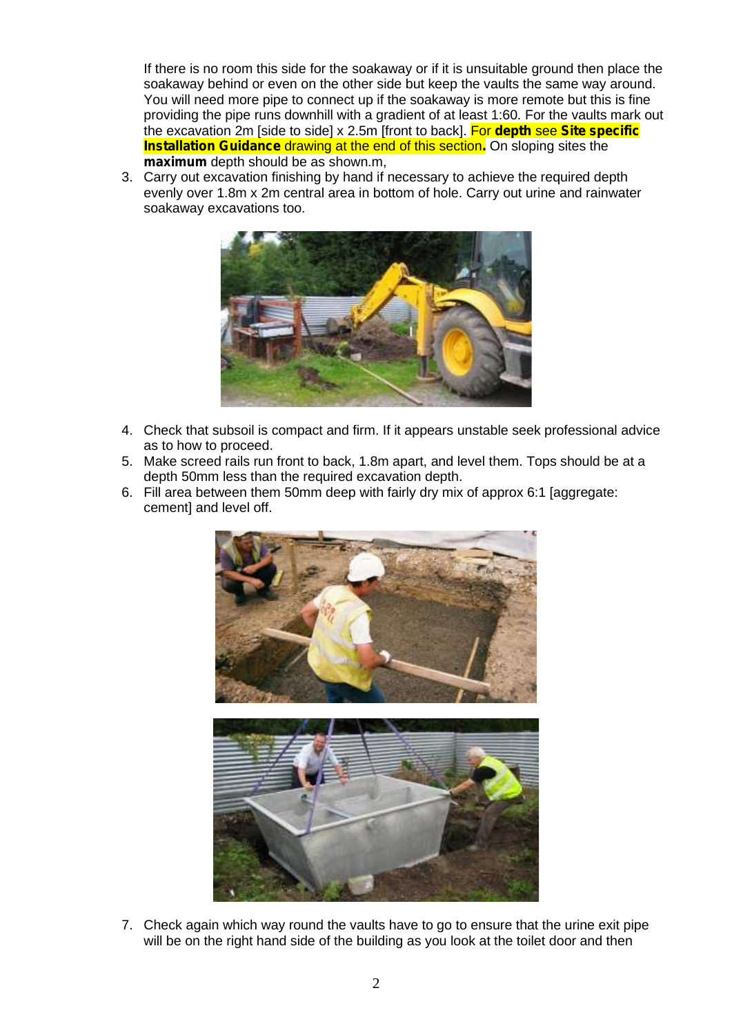If there is no room this side for the soakaway or if it is unsuitable ground then place the soakaway behind or even on the other side but keep the vaults the same way around. You will need more pipe to connect up if the soakaway is more remote but this is fine providing the pipe runs downhill with a gradient of at least 1:60. For the vaults mark out the excavation 2m [side to side] x 2.5m [front to back]. For **depth** see **Site specific Installation Guidance** drawing at the end of this section**.** On sloping sites the **maximum** depth should be as shown.m,

3. Carry out excavation finishing by hand if necessary to achieve the required depth evenly over 1.8m x 2m central area in bottom of hole. Carry out urine and rainwater soakaway excavations too.

4. Check that subsoil is compact and firm. If it appears unstable seek professional advice as to how to proceed.
5. Make screed rails run front to back, 1.8m apart, and level them. Tops should be at a depth 50mm less than the required excavation depth.
6. Fill area between them 50mm deep with fairly dry mix of approx 6:1 [aggregate: cement] and level off.

7. Check again which way round the vaults have to go to ensure that the urine exit pipe will be on the right hand side of the building as you look at the toilet door and then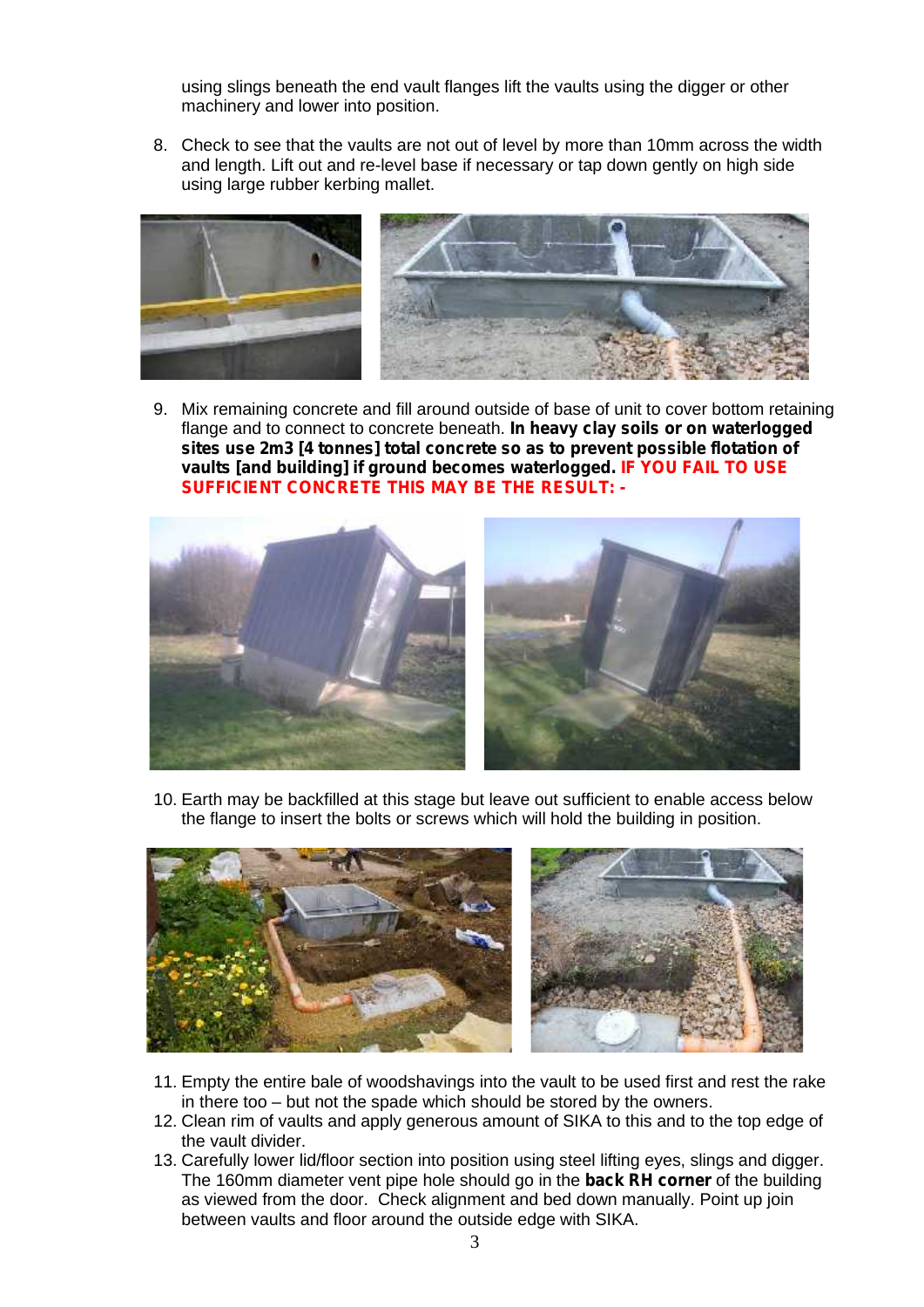using slings beneath the end vault flanges lift the vaults using the digger or other machinery and lower into position.

8. Check to see that the vaults are not out of level by more than 10mm across the width and length. Lift out and re-level base if necessary or tap down gently on high side using large rubber kerbing mallet.

9. Mix remaining concrete and fill around outside of base of unit to cover bottom retaining flange and to connect to concrete beneath. **In heavy clay soils or on waterlogged sites use 2m3 [4 tonnes] total concrete so as to prevent possible flotation of vaults [and building] if ground becomes waterlogged. IF YOU FAIL TO USE SUFFICIENT CONCRETE THIS MAY BE THE RESULT: -**

10. Earth may be backfilled at this stage but leave out sufficient to enable access below the flange to insert the bolts or screws which will hold the building in position.

11. Empty the entire bale of woodshavings into the vault to be used first and rest the rake in there too – but not the spade which should be stored by the owners.
12. Clean rim of vaults and apply generous amount of SIKA to this and to the top edge of the vault divider.
13. Carefully lower lid/floor section into position using steel lifting eyes, slings and digger. The 160mm diameter vent pipe hole should go in the **back RH corner** of the building as viewed from the door. Check alignment and bed down manually. Point up join between vaults and floor around the outside edge with SIKA.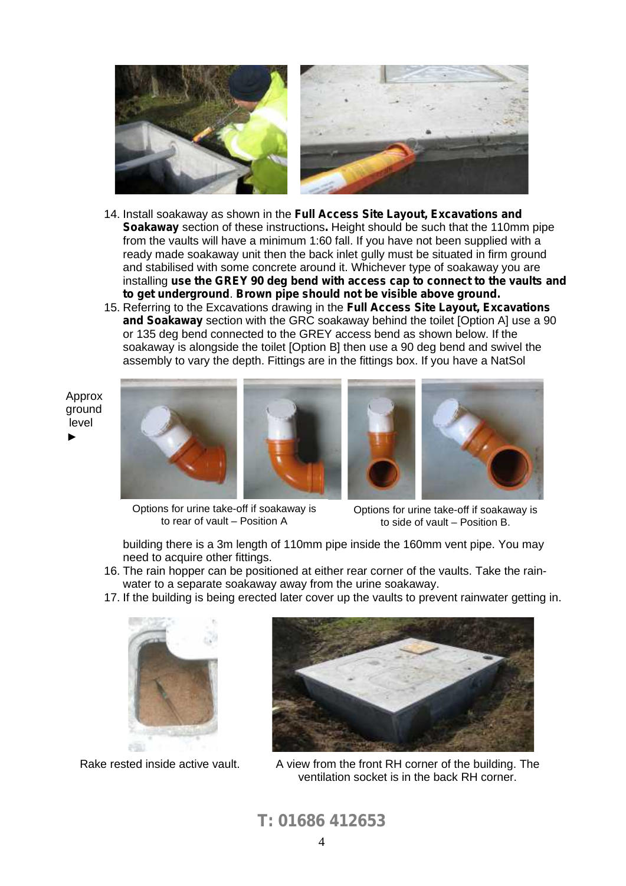14. Install soakaway as shown in the **Full Access Site Layout, Excavations and Soakaway** section of these instructions**.** Height should be such that the 110mm pipe from the vaults will have a minimum 1:60 fall. If you have not been supplied with a ready made soakaway unit then the back inlet gully must be situated in firm ground and stabilised with some concrete around it. Whichever type of soakaway you are installing **use the GREY 90 deg bend with access cap to connect to the vaults and to get underground**. **Brown pipe should not be visible above ground.**
15. Referring to the Excavations drawing in the **Full Access Site Layout, Excavations and Soakaway** section with the GRC soakaway behind the toilet [Option A] use a 90 or 135 deg bend connected to the GREY access bend as shown below. If the soakaway is alongside the toilet [Option B] then use a 90 deg bend and swivel the assembly to vary the depth. Fittings are in the fittings box. If you have a NatSol building there is a 3m length of 110mm pipe inside the 160mm vent pipe. You may need to acquire other fittings.

Approx ground level ►

Options for urine take-off if soakaway is to rear of vault – Position A

Options for urine take-off if soakaway is to side of vault – Position B.

16. The rain hopper can be positioned at either rear corner of the vaults. Take the rain-water to a separate soakaway away from the urine soakaway.
17. If the building is being erected later cover up the vaults to prevent rainwater getting in.

Rake rested inside active vault.

A view from the front RH corner of the building. The ventilation socket is in the back RH corner.

**T: 01686 412653**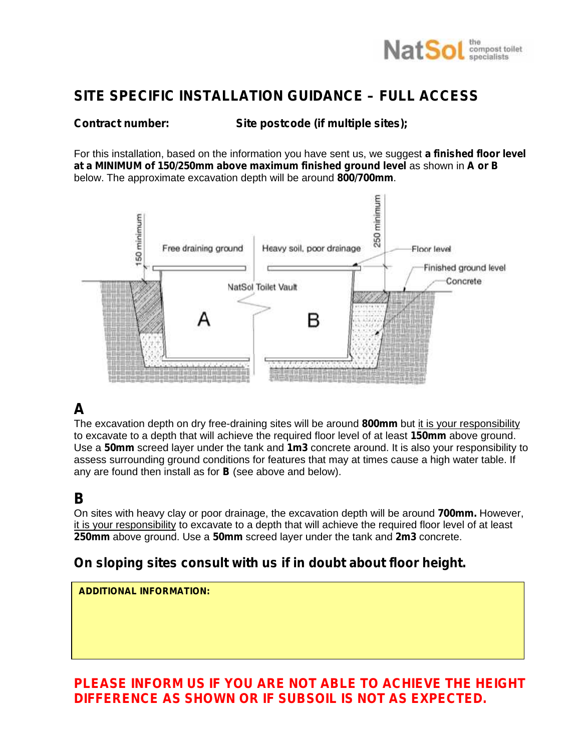## SITE SPECIFIC INSTALLATION GUIDANCE – FULL ACCESS

**Contract number:** **Site postcode (if multiple sites);**

For this installation, based on the information you have sent us, we suggest **a finished floor level at a MINIMUM of 150/250mm above maximum finished ground level** as shown in **A or B** below. The approximate excavation depth will be around **800/700mm**.

150 minimum

Free draining ground

Heavy soil, poor drainage

250 minimum

Floor level

Finished ground level

Concrete

NatSol Toilet Vault

A

B

## A

The excavation depth on dry free-draining sites will be around **800mm** but it is your responsibility to excavate to a depth that will achieve the required floor level of at least **150mm** above ground. Use a **50mm** screed layer under the tank and **1m3** concrete around. It is also your responsibility to assess surrounding ground conditions for features that may at times cause a high water table. If any are found then install as for **B** (see above and below).

## B

On sites with heavy clay or poor drainage, the excavation depth will be around **700mm.** However, it is your responsibility to excavate to a depth that will achieve the required floor level of at least **250mm** above ground. Use a **50mm** screed layer under the tank and **2m3** concrete.

### On sloping sites consult with us if in doubt about floor height.

**ADDITIONAL INFORMATION:**

**PLEASE INFORM US IF YOU ARE NOT ABLE TO ACHIEVE THE HEIGHT DIFFERENCE AS SHOWN OR IF SUBSOIL IS NOT AS EXPECTED.**